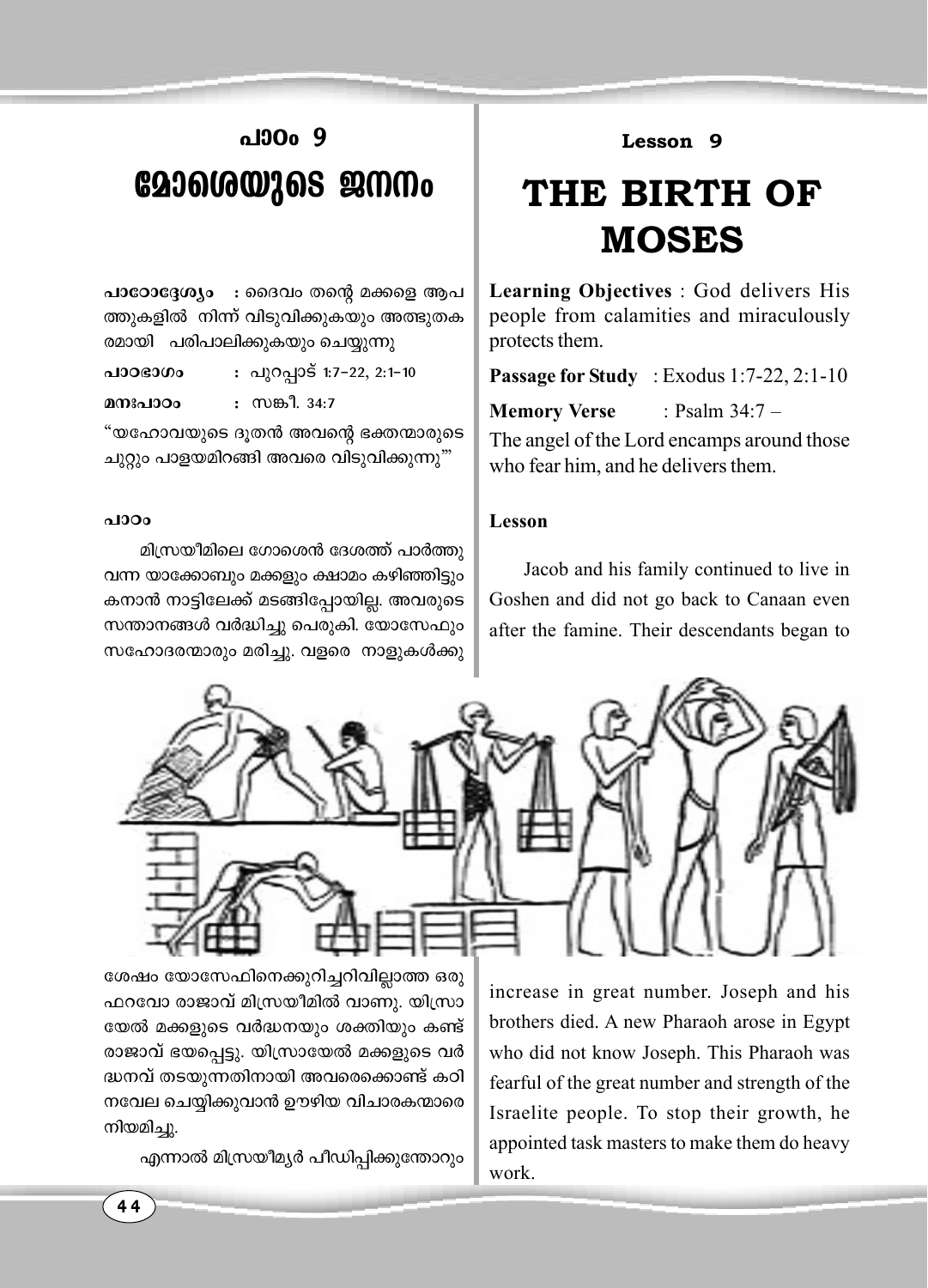## പാഠം 9

# മോശെയുടെ ജനനം

**പാഠോദ്ദേശ്യം** : ദൈവം തന്റെ മക്കളെ ആപത്തുകളിൽ നിന്ന് വിടുവിക്കുകയും അത്ഭുതകരമായി പരിപാലിക്കുകയും ചെയ്യുന്നു

**പാഠഭാഗം** : പുറപ്പാട് 1:7-22, 2:1-10

**മനഃപാഠം** : സങ്കീ. 34:7

"യഹോവയുടെ ദൂതൻ അവന്റെ ഭക്തന്മാരുടെ ചുറ്റും പാളയമിറങ്ങി അവരെ വിടുവിക്കുന്നു"

#### പാഠം

മിസ്രയീമിലെ ഗോശെൻ ദേശത്ത് പാർത്തു വന്ന യാക്കോബും മക്കളും ക്ഷാമം കഴിഞ്ഞിട്ടും കനാൻ നാട്ടിലേക്ക് മടങ്ങിപ്പോയില്ല. അവരുടെ സന്താനങ്ങൾ വർദ്ധിച്ചു പെരുകി. യോസേഫും സഹോദരന്മാരും മരിച്ചു. വളരെ നാളുകൾക്കു ശേഷം യോസേഫിനെക്കുറിച്ചറിവില്ലാത്ത ഒരു ഫറവോ രാജാവ് മിസ്രയീമിൽ വാണു. യിസ്രായേൽ മക്കളുടെ വർദ്ധനയും ശക്തിയും കണ്ട് രാജാവ് ഭയപ്പെട്ടു. യിസ്രായേൽ മക്കളുടെ വർദ്ധനവ് തടയുന്നതിനായി അവരെക്കൊണ്ട് കഠിനവേല ചെയ്യിക്കുവാൻ ഊഴിയ വിചാരകന്മാരെ നിയമിച്ചു.

എന്നാൽ മിസ്രയീമ്യർ പീഡിപ്പിക്കുന്തോറും

## Lesson 9

# THE BIRTH OF MOSES

**Learning Objectives** : God delivers His people from calamities and miraculously protects them.

**Passage for Study** : Exodus 1:7-22, 2:1-10

**Memory Verse** : Psalm 34:7 –

The angel of the Lord encamps around those who fear him, and he delivers them.

#### Lesson

Jacob and his family continued to live in Goshen and did not go back to Canaan even after the famine. Their descendants began to increase in great number. Joseph and his brothers died. A new Pharaoh arose in Egypt who did not know Joseph. This Pharaoh was fearful of the great number and strength of the Israelite people. To stop their growth, he appointed task masters to make them do heavy work.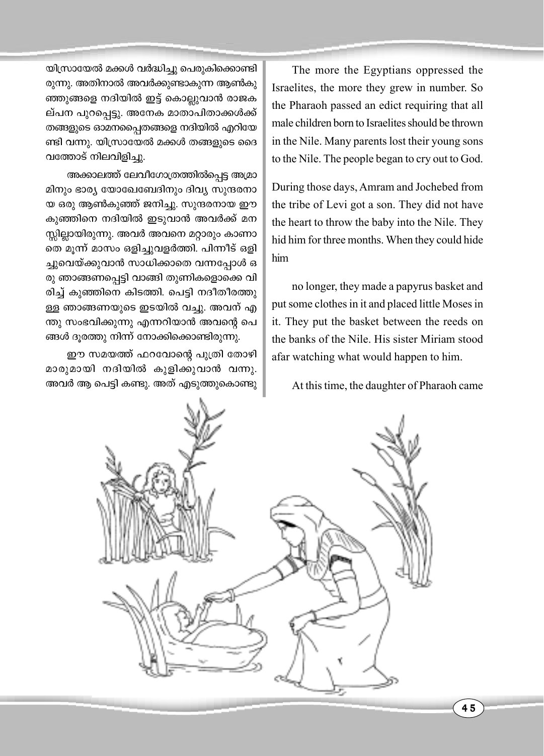യിസ്രായേൽ മക്കൾ വർദ്ധിച്ചു പെരുകിക്കൊണ്ടിരുന്നു. അതിനാൽ അവർക്കുണ്ടാകുന്ന ആൺകുഞ്ഞുങ്ങളെ നദിയിൽ ഇട്ട് കൊല്ലുവാൻ രാജകല്പന പുറപ്പെട്ടു. അനേക മാതാപിതാക്കൾക്ക് തങ്ങളുടെ ഓമനപ്പൈതങ്ങളെ നദിയിൽ എറിയേണ്ടി വന്നു. യിസ്രായേൽ മക്കൾ തങ്ങളുടെ ദൈവത്തോട് നിലവിളിച്ചു.

അക്കാലത്ത് ലേവീഗോത്രത്തിൽപ്പെട്ട അമ്രാമിനും ഭാര്യ യോഖേബേദിനും ദിവ്യ സുന്ദരനായ ഒരു ആൺകുഞ്ഞ് ജനിച്ചു. സുന്ദരനായ ഈ കുഞ്ഞിനെ നദിയിൽ ഇടുവാൻ അവർക്ക് മനസ്സില്ലായിരുന്നു. അവർ അവനെ മറ്റാരും കാണാതെ മൂന്ന് മാസം ഒളിച്ചുവളർത്തി. പിന്നീട് ഒളിച്ചുവെയ്ക്കുവാൻ സാധിക്കാതെ വന്നപ്പോൾ ഒരു ഞാങ്ങണപ്പെട്ടി വാങ്ങി തുണികളൊക്കെ വിരിച്ച് കുഞ്ഞിനെ കിടത്തി. പെട്ടി നദീതീരത്തുള്ള ഞാങ്ങണയുടെ ഇടയിൽ വച്ചു. അവന് എന്തു സംഭവിക്കുന്നു എന്നറിയാൻ അവന്റെ പെങ്ങൾ ദൂരത്തു നിന്ന് നോക്കിക്കൊണ്ടിരുന്നു.

ഈ സമയത്ത് ഫറവോന്റെ പുത്രി തോഴിമാരുമായി നദിയിൽ കുളിക്കുവാൻ വന്നു. അവർ ആ പെട്ടി കണ്ടു. അത് എടുത്തുകൊണ്ടു

The more the Egyptians oppressed the Israelites, the more they grew in number. So the Pharaoh passed an edict requiring that all male children born to Israelites should be thrown in the Nile. Many parents lost their young sons to the Nile. The people began to cry out to God.

During those days, Amram and Jochebed from the tribe of Levi got a son. They did not have the heart to throw the baby into the Nile. They hid him for three months. When they could hide him no longer, they made a papyrus basket and put some clothes in it and placed little Moses in it. They put the basket between the reeds on the banks of the Nile. His sister Miriam stood afar watching what would happen to him.

At this time, the daughter of Pharaoh came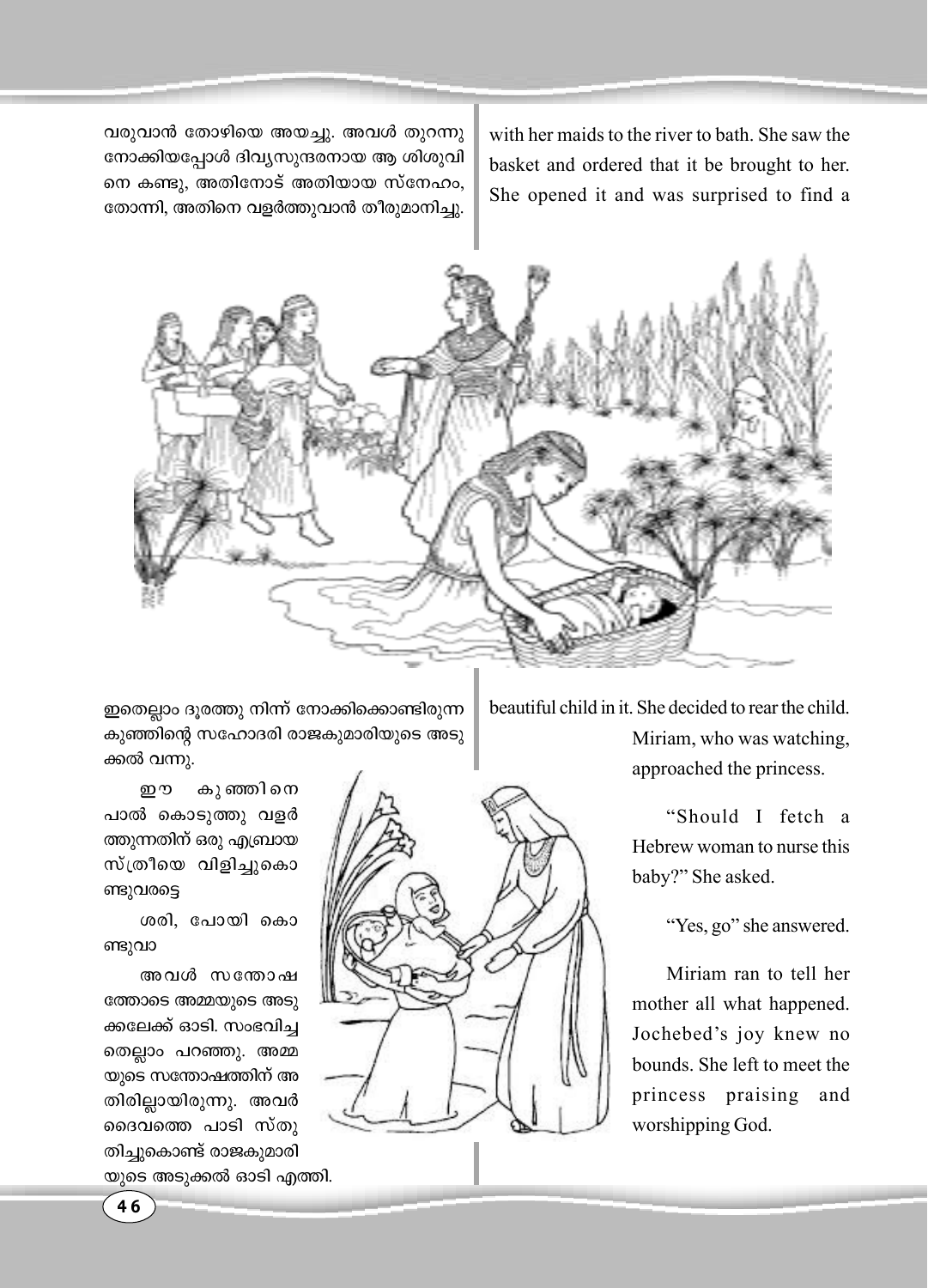വരുവാൻ തോഴിയെ അയച്ചു. അവൾ തുറന്നു നോക്കിയപ്പോൾ ദിവ്യസുന്ദരനായ ആ ശിശുവിനെ കണ്ടു, അതിനോട് അതിയായ സ്നേഹം, തോന്നി, അതിനെ വളർത്തുവാൻ തീരുമാനിച്ചു.

ഇതെല്ലാം ദൂരത്തു നിന്ന് നോക്കിക്കൊണ്ടിരുന്ന കുഞ്ഞിന്റെ സഹോദരി രാജകുമാരിയുടെ അടുക്കൽ വന്നു.

ഈ കുഞ്ഞിനെ പാൽ കൊടുത്തു വളർത്തുന്നതിന് ഒരു എബ്രായ സ്ത്രീയെ വിളിച്ചുകൊണ്ടുവരട്ടെ

ശരി, പോയി കൊണ്ടുവാ

അവൾ സന്തോഷത്തോടെ അമ്മയുടെ അടുക്കലേക്ക് ഓടി. സംഭവിച്ചതെല്ലാം പറഞ്ഞു. അമ്മയുടെ സന്തോഷത്തിന് അതിരില്ലായിരുന്നു. അവർ ദൈവത്തെ പാടി സ്തുതിച്ചുകൊണ്ട് രാജകുമാരിയുടെ അടുക്കൽ ഓടി എത്തി.

with her maids to the river to bath. She saw the basket and ordered that it be brought to her. She opened it and was surprised to find a beautiful child in it. She decided to rear the child.

Miriam, who was watching, approached the princess.

"Should I fetch a Hebrew woman to nurse this baby?" She asked.

"Yes, go" she answered.

Miriam ran to tell her mother all what happened. Jochebed's joy knew no bounds. She left to meet the princess praising and worshipping God.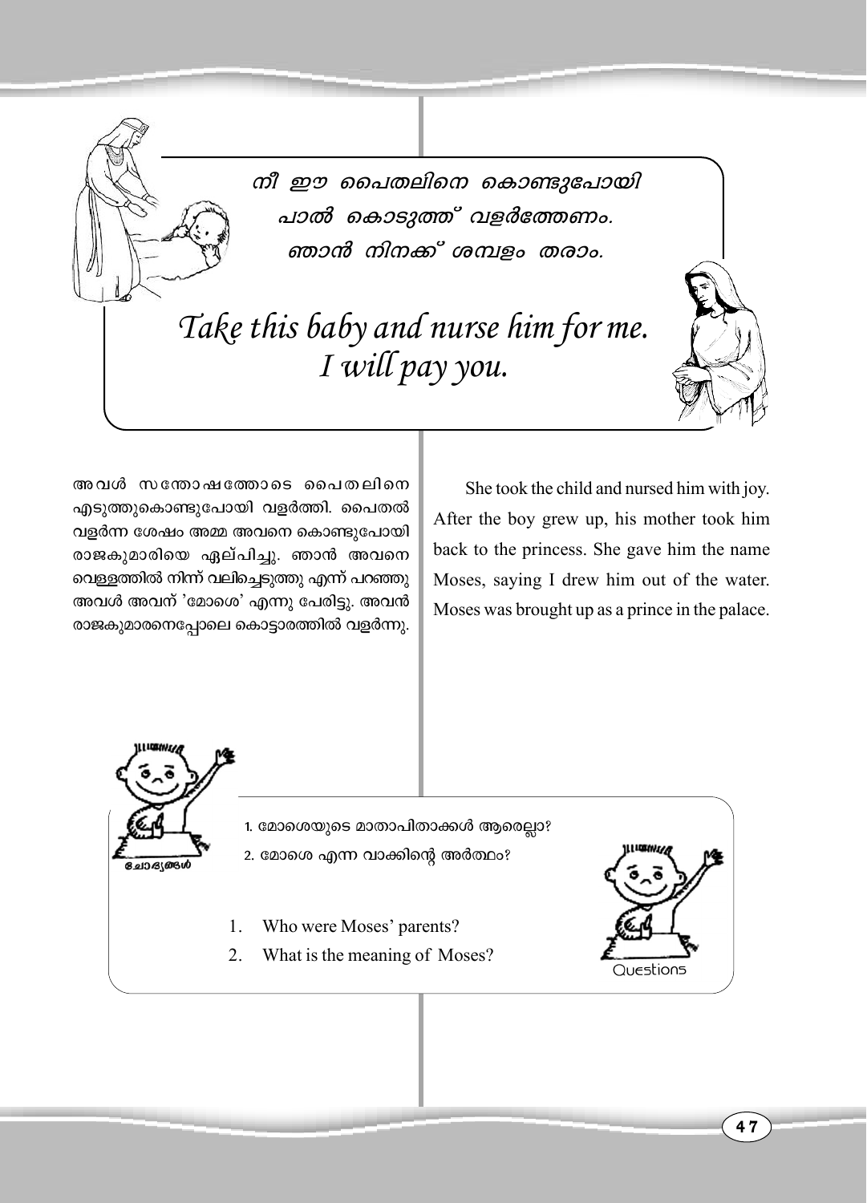നീ ഈ പൈതലിനെ കൊണ്ടുപോയി പാൽ കൊടുത്ത് വളർത്തേണം. ഞാൻ നിനക്ക് ശമ്പളം തരാം.

*Take this baby and nurse him for me. I will pay you.*

അവൾ സന്തോഷത്തോടെ പൈതലിനെ എടുത്തുകൊണ്ടുപോയി വളർത്തി. പൈതൽ വളർന്ന ശേഷം അമ്മ അവനെ കൊണ്ടുപോയി രാജകുമാരിയെ ഏല്പിച്ചു. ഞാൻ അവനെ വെള്ളത്തിൽ നിന്ന് വലിച്ചെടുത്തു എന്ന് പറഞ്ഞു അവൾ അവന് 'മോശെ' എന്നു പേരിട്ടു. അവൻ രാജകുമാരനെപ്പോലെ കൊട്ടാരത്തിൽ വളർന്നു.

She took the child and nursed him with joy. After the boy grew up, his mother took him back to the princess. She gave him the name Moses, saying I drew him out of the water. Moses was brought up as a prince in the palace.

ചോദ്യങ്ങൾ

1. മോശെയുടെ മാതാപിതാക്കൾ ആരെല്ലാ?
2. മോശെ എന്ന വാക്കിന്റെ അർത്ഥം?

Questions

1. Who were Moses' parents?
2. What is the meaning of Moses?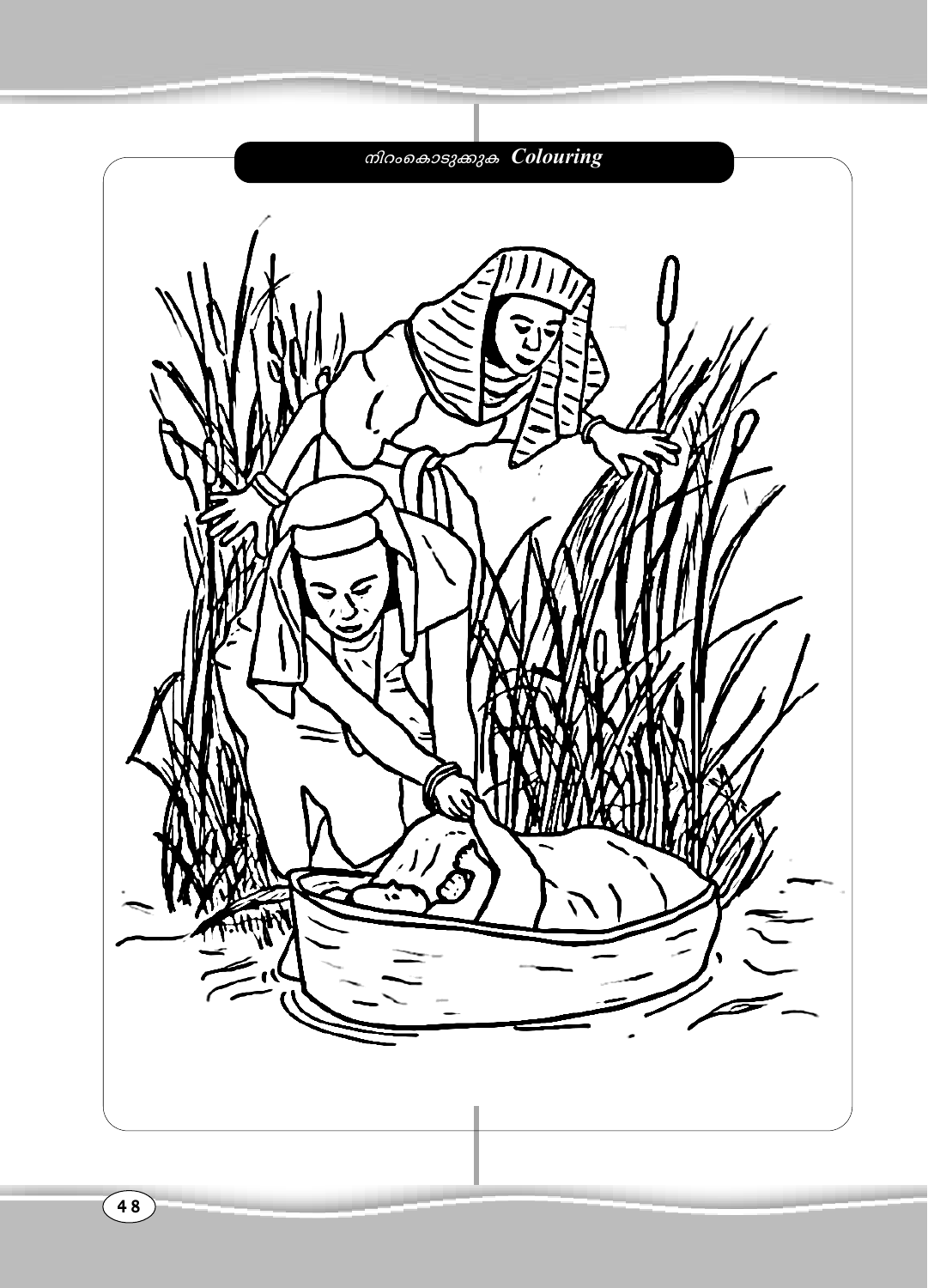## നിറംകൊടുക്കുക *Colouring*